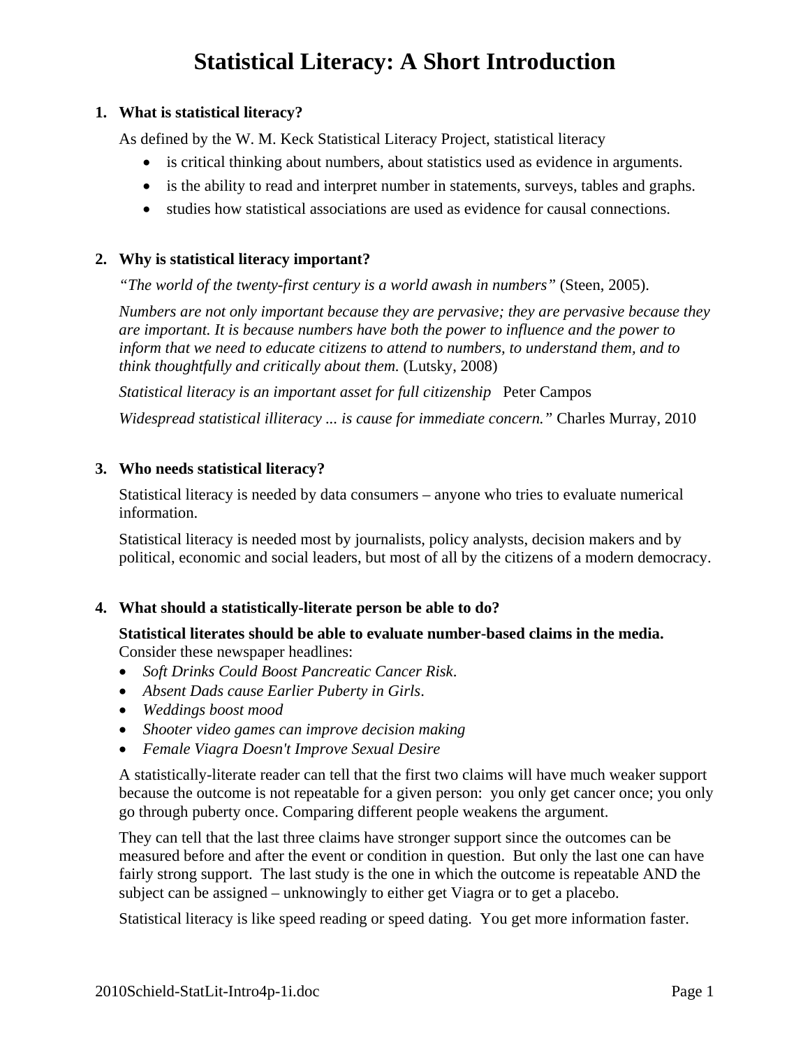# Statistical Literacy: A Short Introduction

1. **What is statistical literacy?**

   As defined by the W. M. Keck Statistical Literacy Project, statistical literacy

   - is critical thinking about numbers, about statistics used as evidence in arguments.
   - is the ability to read and interpret number in statements, surveys, tables and graphs.
   - studies how statistical associations are used as evidence for causal connections.

2. **Why is statistical literacy important?**

   *"The world of the twenty-first century is a world awash in numbers"* (Steen, 2005).

   *Numbers are not only important because they are pervasive; they are pervasive because they are important. It is because numbers have both the power to influence and the power to inform that we need to educate citizens to attend to numbers, to understand them, and to think thoughtfully and critically about them.* (Lutsky, 2008)

   *Statistical literacy is an important asset for full citizenship* Peter Campos

   *Widespread statistical illiteracy ... is cause for immediate concern."* Charles Murray, 2010

3. **Who needs statistical literacy?**

   Statistical literacy is needed by data consumers – anyone who tries to evaluate numerical information.

   Statistical literacy is needed most by journalists, policy analysts, decision makers and by political, economic and social leaders, but most of all by the citizens of a modern democracy.

4. **What should a statistically-literate person be able to do?**

   **Statistical literates should be able to evaluate number-based claims in the media.** Consider these newspaper headlines:

   - *Soft Drinks Could Boost Pancreatic Cancer Risk*.
   - *Absent Dads cause Earlier Puberty in Girls*.
   - *Weddings boost mood*
   - *Shooter video games can improve decision making*
   - *Female Viagra Doesn't Improve Sexual Desire*

   A statistically-literate reader can tell that the first two claims will have much weaker support because the outcome is not repeatable for a given person: you only get cancer once; you only go through puberty once. Comparing different people weakens the argument.

   They can tell that the last three claims have stronger support since the outcomes can be measured before and after the event or condition in question. But only the last one can have fairly strong support. The last study is the one in which the outcome is repeatable AND the subject can be assigned – unknowingly to either get Viagra or to get a placebo.

   Statistical literacy is like speed reading or speed dating. You get more information faster.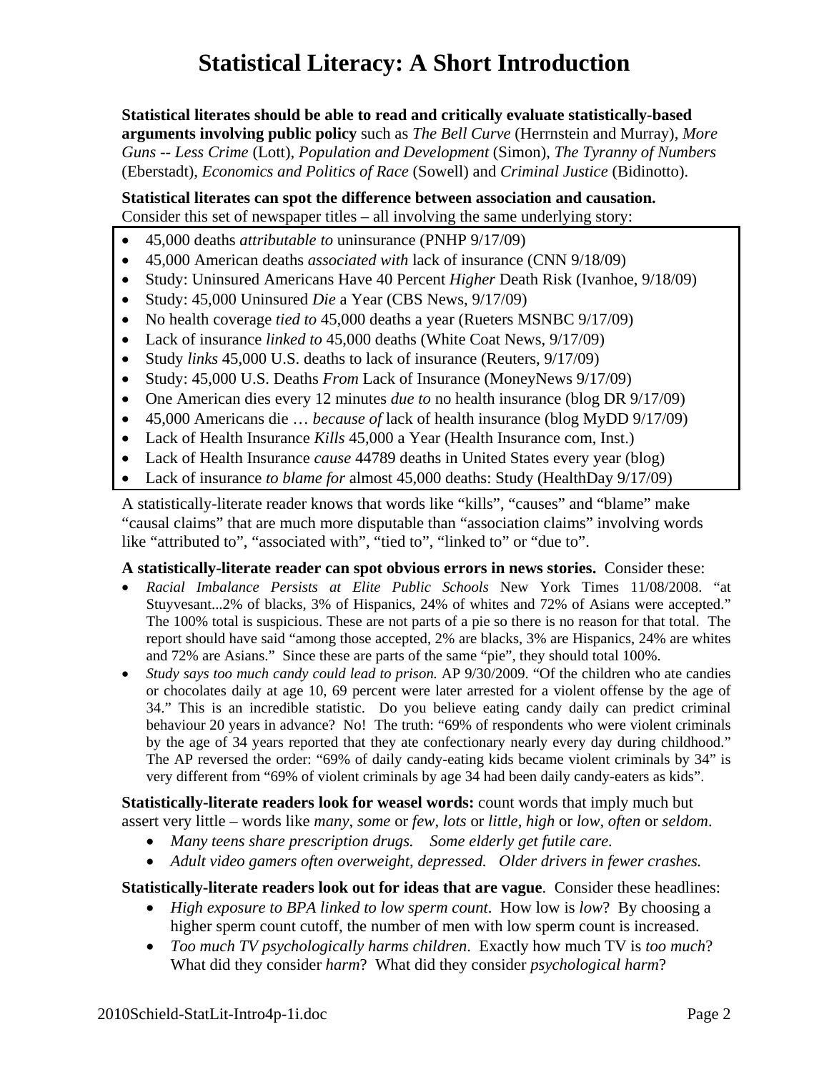# Statistical Literacy: A Short Introduction

**Statistical literates should be able to read and critically evaluate statistically-based arguments involving public policy** such as *The Bell Curve* (Herrnstein and Murray), *More Guns -- Less Crime* (Lott), *Population and Development* (Simon), *The Tyranny of Numbers* (Eberstadt), *Economics and Politics of Race* (Sowell) and *Criminal Justice* (Bidinotto).

**Statistical literates can spot the difference between association and causation.** Consider this set of newspaper titles – all involving the same underlying story:

- 45,000 deaths *attributable to* uninsurance (PNHP 9/17/09)
- 45,000 American deaths *associated with* lack of insurance (CNN 9/18/09)
- Study: Uninsured Americans Have 40 Percent *Higher* Death Risk (Ivanhoe, 9/18/09)
- Study: 45,000 Uninsured *Die* a Year (CBS News, 9/17/09)
- No health coverage *tied to* 45,000 deaths a year (Rueters MSNBC 9/17/09)
- Lack of insurance *linked to* 45,000 deaths (White Coat News, 9/17/09)
- Study *links* 45,000 U.S. deaths to lack of insurance (Reuters, 9/17/09)
- Study: 45,000 U.S. Deaths *From* Lack of Insurance (MoneyNews 9/17/09)
- One American dies every 12 minutes *due to* no health insurance (blog DR 9/17/09)
- 45,000 Americans die … *because of* lack of health insurance (blog MyDD 9/17/09)
- Lack of Health Insurance *Kills* 45,000 a Year (Health Insurance com, Inst.)
- Lack of Health Insurance *cause* 44789 deaths in United States every year (blog)
- Lack of insurance *to blame for* almost 45,000 deaths: Study (HealthDay 9/17/09)

A statistically-literate reader knows that words like "kills", "causes" and "blame" make "causal claims" that are much more disputable than "association claims" involving words like "attributed to", "associated with", "tied to", "linked to" or "due to".

**A statistically-literate reader can spot obvious errors in news stories.** Consider these:

- *Racial Imbalance Persists at Elite Public Schools* New York Times 11/08/2008. "at Stuyvesant...2% of blacks, 3% of Hispanics, 24% of whites and 72% of Asians were accepted." The 100% total is suspicious. These are not parts of a pie so there is no reason for that total. The report should have said "among those accepted, 2% are blacks, 3% are Hispanics, 24% are whites and 72% are Asians." Since these are parts of the same "pie", they should total 100%.
- *Study says too much candy could lead to prison.* AP 9/30/2009. "Of the children who ate candies or chocolates daily at age 10, 69 percent were later arrested for a violent offense by the age of 34." This is an incredible statistic. Do you believe eating candy daily can predict criminal behaviour 20 years in advance? No! The truth: "69% of respondents who were violent criminals by the age of 34 years reported that they ate confectionary nearly every day during childhood." The AP reversed the order: "69% of daily candy-eating kids became violent criminals by 34" is very different from "69% of violent criminals by age 34 had been daily candy-eaters as kids".

**Statistically-literate readers look for weasel words:** count words that imply much but assert very little – words like *many*, *some* or *few*, *lots* or *little*, *high* or *low*, *often* or *seldom*.

- *Many teens share prescription drugs. Some elderly get futile care.*
- *Adult video gamers often overweight, depressed. Older drivers in fewer crashes.*

**Statistically-literate readers look out for ideas that are vague**. Consider these headlines:

- *High exposure to BPA linked to low sperm count*. How low is *low*? By choosing a higher sperm count cutoff, the number of men with low sperm count is increased.
- *Too much TV psychologically harms children*. Exactly how much TV is *too much*? What did they consider *harm*? What did they consider *psychological harm*?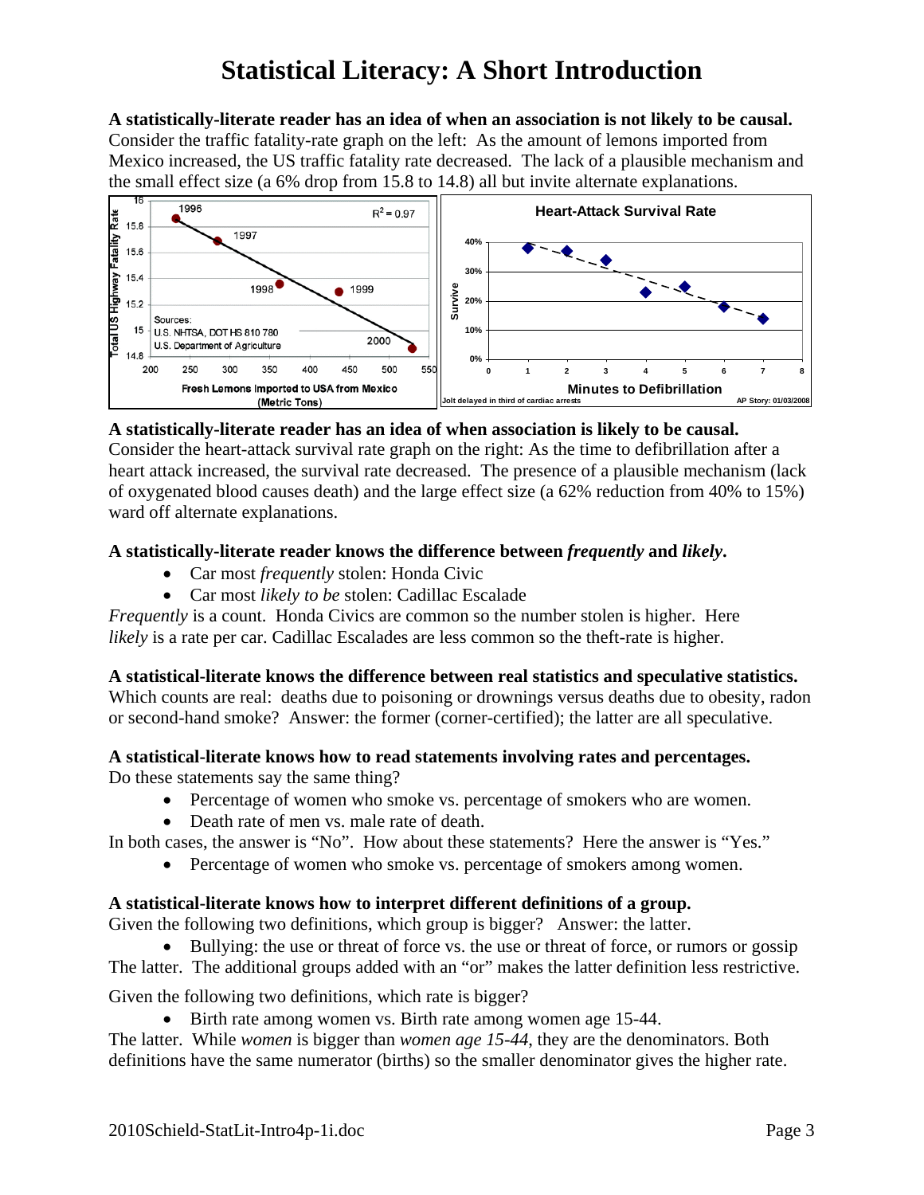# Statistical Literacy: A Short Introduction

**A statistically-literate reader has an idea of when an association is not likely to be causal.** Consider the traffic fatality-rate graph on the left: As the amount of lemons imported from Mexico increased, the US traffic fatality rate decreased. The lack of a plausible mechanism and the small effect size (a 6% drop from 15.8 to 14.8) all but invite alternate explanations.

Total US Highway Fatality Rate
16
15.8
15.6
15.4
15.2
15
14.8
200 250 300 350 400 450 500 550
Fresh Lemons Imported to USA from Mexico (Metric Tons)
1996
1997
1998
1999
2000
$R^2 = 0.97$
Sources:
U.S. NHTSA, DOT HS 810 780
U.S. Department of Agriculture

Heart-Attack Survival Rate
Survive
40%
30%
20%
10%
0%
0 1 2 3 4 5 6 7 8
Minutes to Defibrillation
Jolt delayed in third of cardiac arrests
AP Story: 01/03/2008

**A statistically-literate reader has an idea of when association is likely to be causal.** Consider the heart-attack survival rate graph on the right: As the time to defibrillation after a heart attack increased, the survival rate decreased. The presence of a plausible mechanism (lack of oxygenated blood causes death) and the large effect size (a 62% reduction from 40% to 15%) ward off alternate explanations.

**A statistically-literate reader knows the difference between *frequently* and *likely*.**

- Car most *frequently* stolen: Honda Civic
- Car most *likely to be* stolen: Cadillac Escalade

*Frequently* is a count. Honda Civics are common so the number stolen is higher. Here *likely* is a rate per car. Cadillac Escalades are less common so the theft-rate is higher.

**A statistical-literate knows the difference between real statistics and speculative statistics.** Which counts are real: deaths due to poisoning or drownings versus deaths due to obesity, radon or second-hand smoke? Answer: the former (corner-certified); the latter are all speculative.

**A statistical-literate knows how to read statements involving rates and percentages.** Do these statements say the same thing?

- Percentage of women who smoke vs. percentage of smokers who are women.
- Death rate of men vs. male rate of death.

In both cases, the answer is "No". How about these statements? Here the answer is "Yes."

- Percentage of women who smoke vs. percentage of smokers among women.

**A statistical-literate knows how to interpret different definitions of a group.** Given the following two definitions, which group is bigger? Answer: the latter.

- Bullying: the use or threat of force vs. the use or threat of force, or rumors or gossip

The latter. The additional groups added with an "or" makes the latter definition less restrictive.

Given the following two definitions, which rate is bigger?

- Birth rate among women vs. Birth rate among women age 15-44.

The latter. While *women* is bigger than *women age 15-44*, they are the denominators. Both definitions have the same numerator (births) so the smaller denominator gives the higher rate.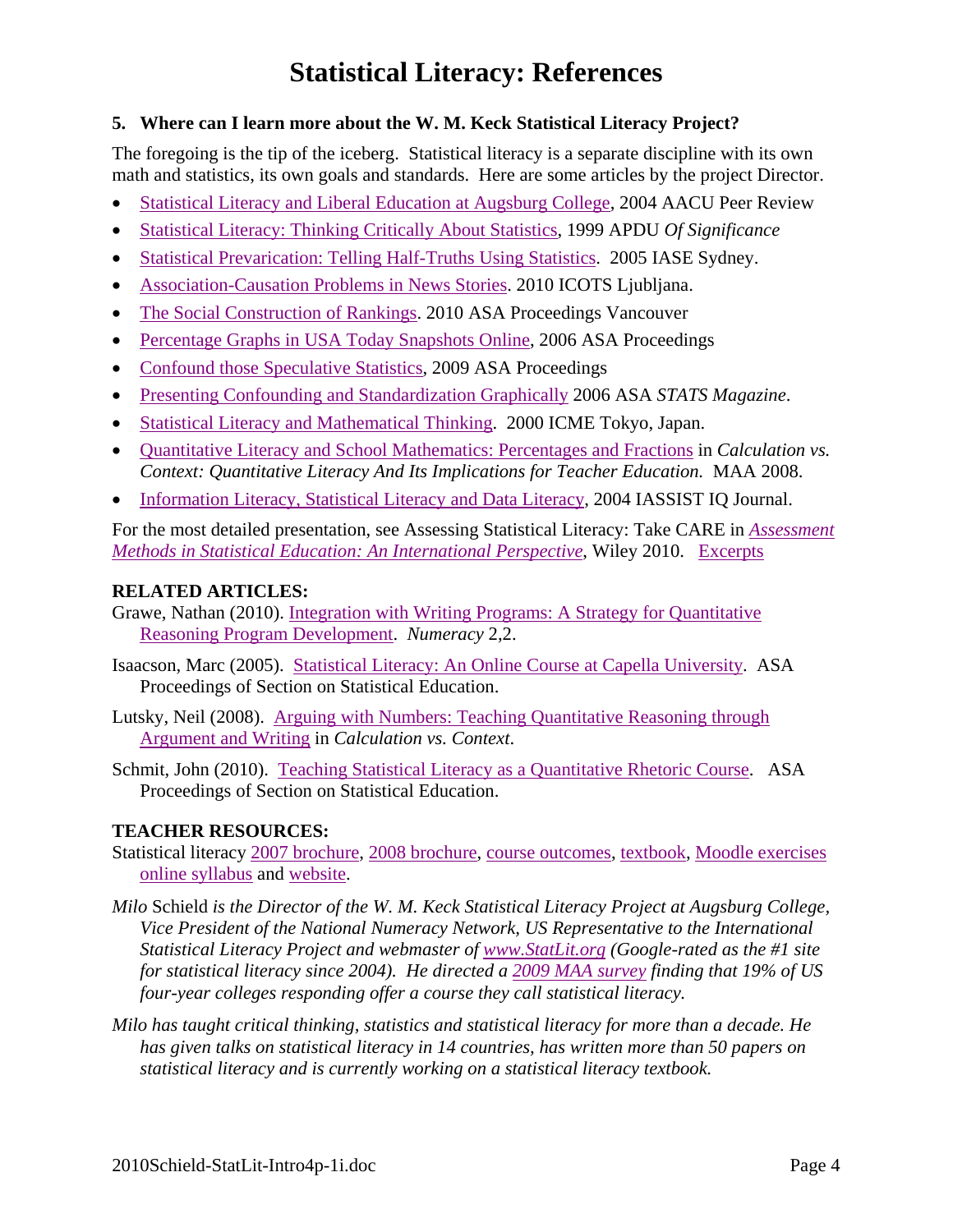# Statistical Literacy: References

**5. Where can I learn more about the W. M. Keck Statistical Literacy Project?**

The foregoing is the tip of the iceberg. Statistical literacy is a separate discipline with its own math and statistics, its own goals and standards. Here are some articles by the project Director.

- Statistical Literacy and Liberal Education at Augsburg College, 2004 AACU Peer Review
- Statistical Literacy: Thinking Critically About Statistics, 1999 APDU *Of Significance*
- Statistical Prevarication: Telling Half-Truths Using Statistics. 2005 IASE Sydney.
- Association-Causation Problems in News Stories. 2010 ICOTS Ljubljana.
- The Social Construction of Rankings. 2010 ASA Proceedings Vancouver
- Percentage Graphs in USA Today Snapshots Online, 2006 ASA Proceedings
- Confound those Speculative Statistics, 2009 ASA Proceedings
- Presenting Confounding and Standardization Graphically 2006 ASA *STATS Magazine*.
- Statistical Literacy and Mathematical Thinking. 2000 ICME Tokyo, Japan.
- Quantitative Literacy and School Mathematics: Percentages and Fractions in *Calculation vs. Context: Quantitative Literacy And Its Implications for Teacher Education.* MAA 2008.
- Information Literacy, Statistical Literacy and Data Literacy, 2004 IASSIST IQ Journal.

For the most detailed presentation, see Assessing Statistical Literacy: Take CARE in *Assessment Methods in Statistical Education: An International Perspective*, Wiley 2010. Excerpts

**RELATED ARTICLES:**

Grawe, Nathan (2010). Integration with Writing Programs: A Strategy for Quantitative Reasoning Program Development. *Numeracy* 2,2.

Isaacson, Marc (2005). Statistical Literacy: An Online Course at Capella University. ASA Proceedings of Section on Statistical Education.

Lutsky, Neil (2008). Arguing with Numbers: Teaching Quantitative Reasoning through Argument and Writing in *Calculation vs. Context*.

Schmit, John (2010). Teaching Statistical Literacy as a Quantitative Rhetoric Course. ASA Proceedings of Section on Statistical Education.

**TEACHER RESOURCES:**

Statistical literacy 2007 brochure, 2008 brochure, course outcomes, textbook, Moodle exercises online syllabus and website.

*Milo* Schield *is the Director of the W. M. Keck Statistical Literacy Project at Augsburg College, Vice President of the National Numeracy Network, US Representative to the International Statistical Literacy Project and webmaster of www.StatLit.org (Google-rated as the #1 site for statistical literacy since 2004). He directed a 2009 MAA survey finding that 19% of US four-year colleges responding offer a course they call statistical literacy.*

*Milo has taught critical thinking, statistics and statistical literacy for more than a decade. He has given talks on statistical literacy in 14 countries, has written more than 50 papers on statistical literacy and is currently working on a statistical literacy textbook.*